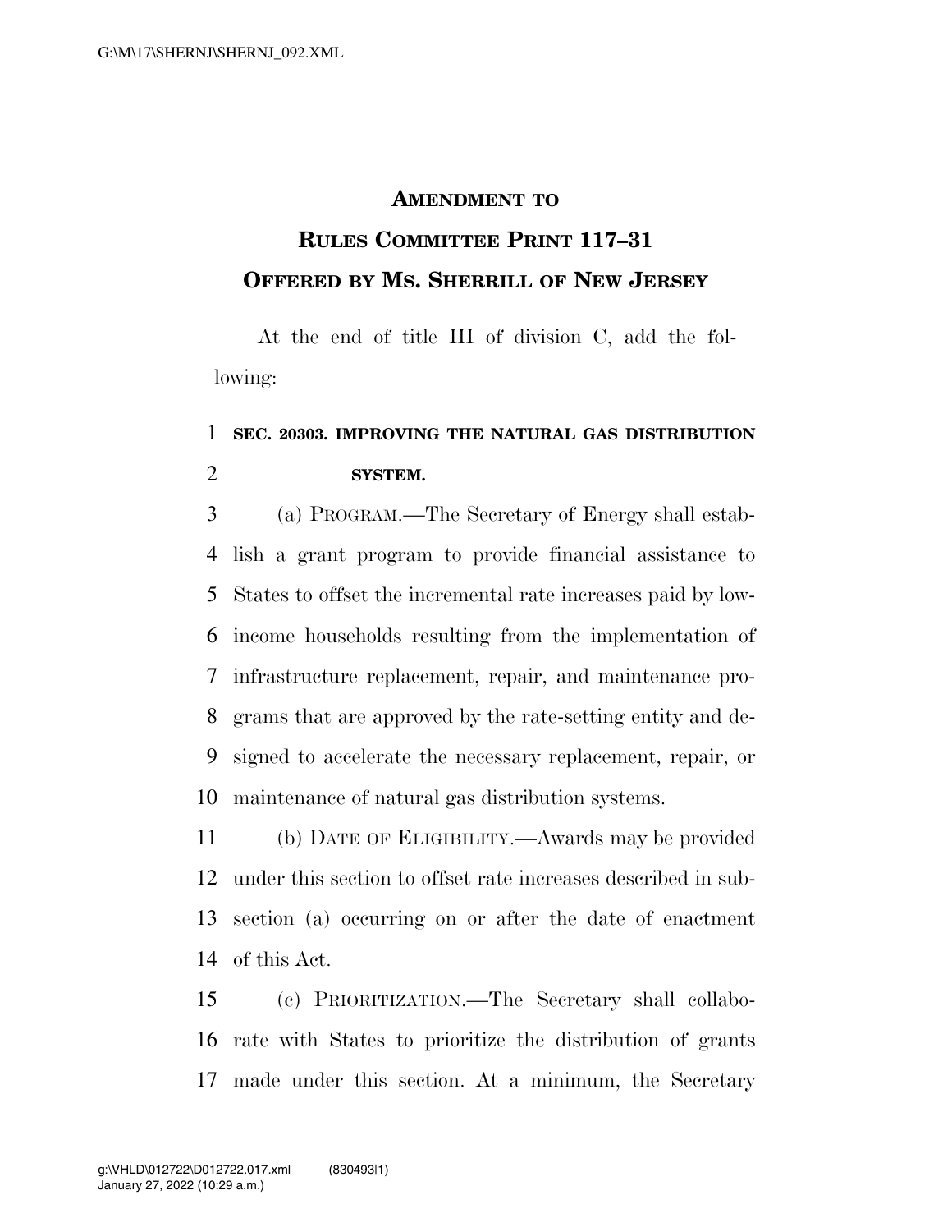# AMENDMENT TO RULES COMMITTEE PRINT 117–31

## OFFERED BY MS. SHERRILL OF NEW JERSEY

At the end of title III of division C, add the following:

**SEC. 20303. IMPROVING THE NATURAL GAS DISTRIBUTION SYSTEM.**

(a) PROGRAM.—The Secretary of Energy shall establish a grant program to provide financial assistance to States to offset the incremental rate increases paid by low-income households resulting from the implementation of infrastructure replacement, repair, and maintenance programs that are approved by the rate-setting entity and designed to accelerate the necessary replacement, repair, or maintenance of natural gas distribution systems.

(b) DATE OF ELIGIBILITY.—Awards may be provided under this section to offset rate increases described in subsection (a) occurring on or after the date of enactment of this Act.

(c) PRIORITIZATION.—The Secretary shall collaborate with States to prioritize the distribution of grants made under this section. At a minimum, the Secretary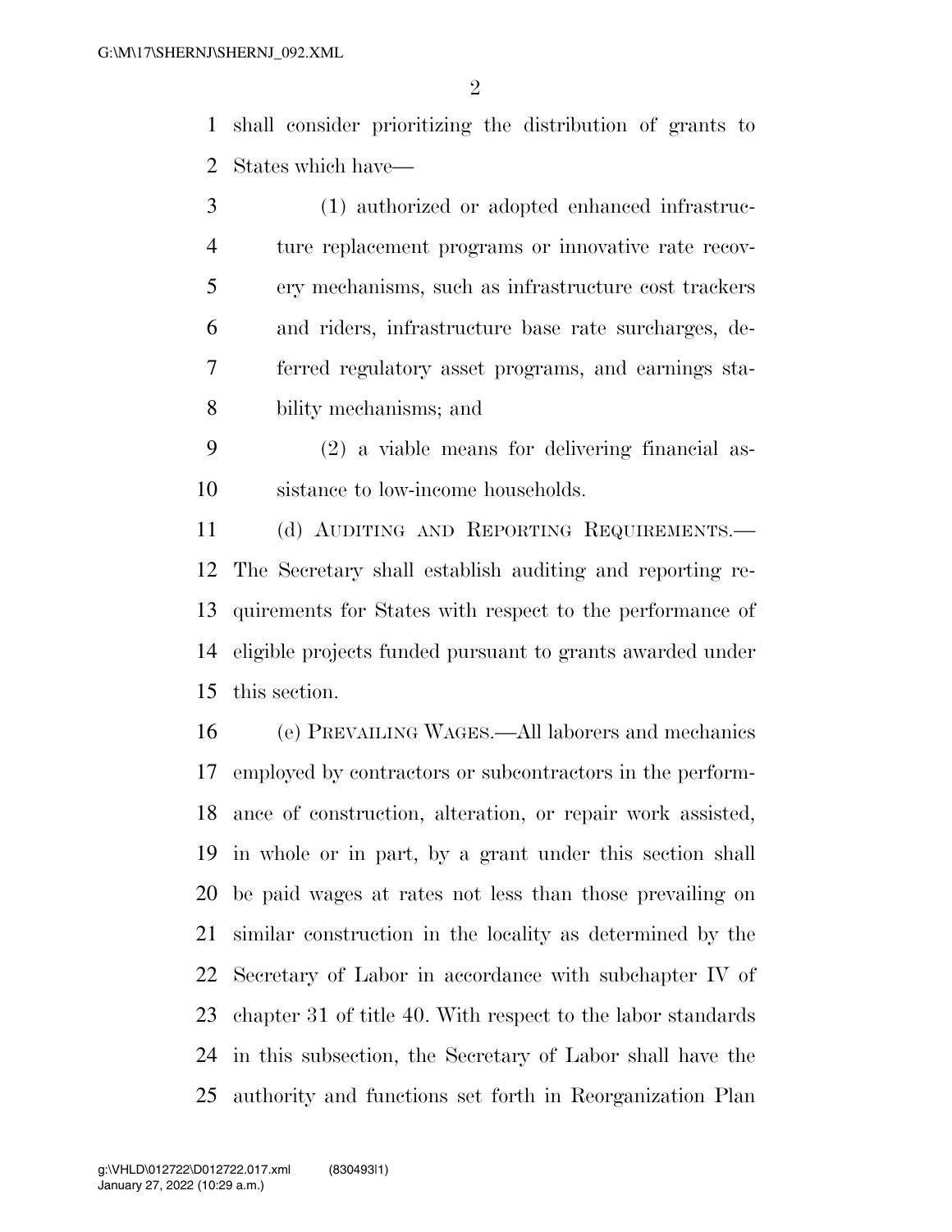shall consider prioritizing the distribution of grants to States which have—

(1) authorized or adopted enhanced infrastructure replacement programs or innovative rate recovery mechanisms, such as infrastructure cost trackers and riders, infrastructure base rate surcharges, deferred regulatory asset programs, and earnings stability mechanisms; and

(2) a viable means for delivering financial assistance to low-income households.

(d) AUDITING AND REPORTING REQUIREMENTS.— The Secretary shall establish auditing and reporting requirements for States with respect to the performance of eligible projects funded pursuant to grants awarded under this section.

(e) PREVAILING WAGES.—All laborers and mechanics employed by contractors or subcontractors in the performance of construction, alteration, or repair work assisted, in whole or in part, by a grant under this section shall be paid wages at rates not less than those prevailing on similar construction in the locality as determined by the Secretary of Labor in accordance with subchapter IV of chapter 31 of title 40. With respect to the labor standards in this subsection, the Secretary of Labor shall have the authority and functions set forth in Reorganization Plan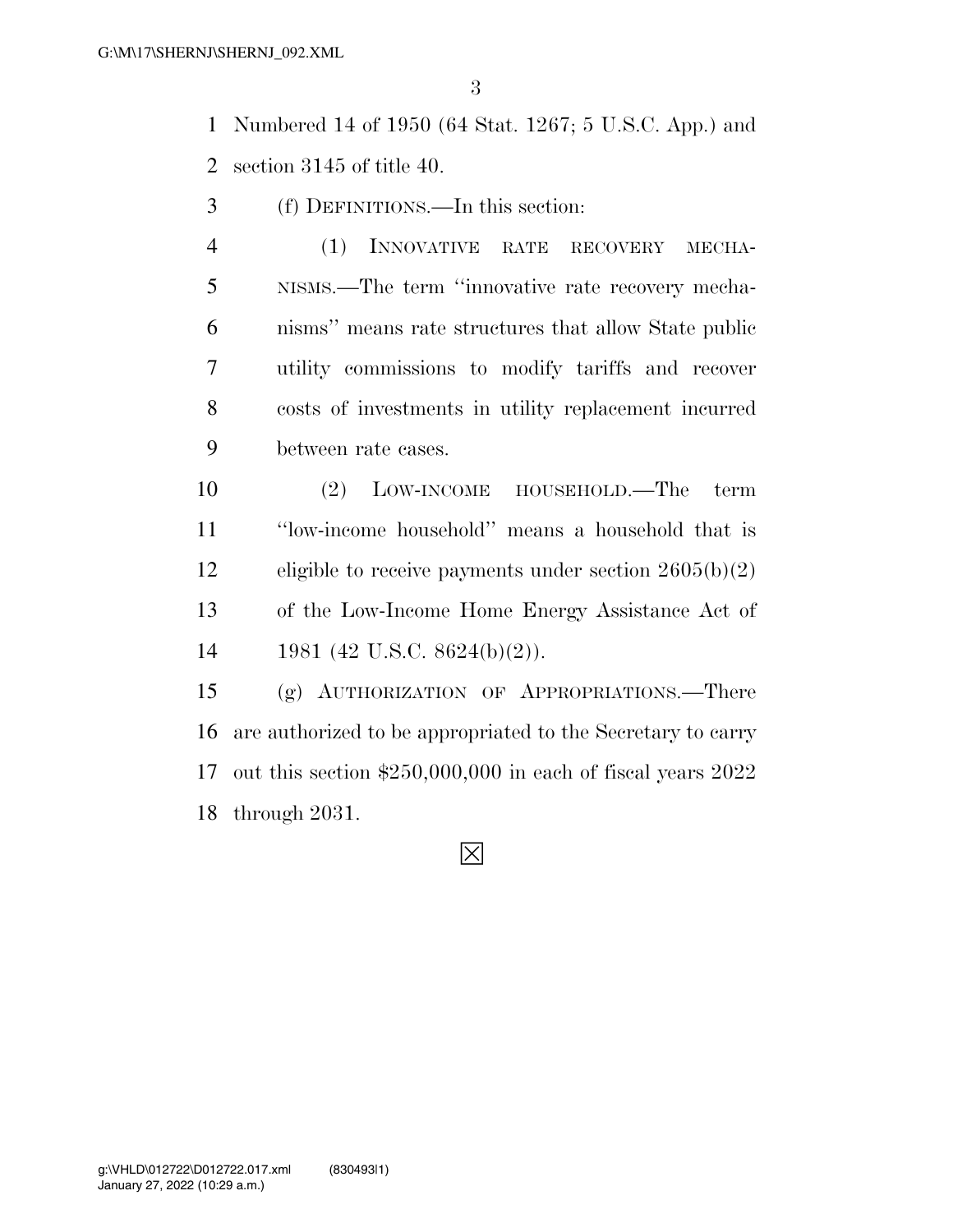Numbered 14 of 1950 (64 Stat. 1267; 5 U.S.C. App.) and section 3145 of title 40.

(f) DEFINITIONS.—In this section:

(1) INNOVATIVE RATE RECOVERY MECHANISMS.—The term ''innovative rate recovery mechanisms'' means rate structures that allow State public utility commissions to modify tariffs and recover costs of investments in utility replacement incurred between rate cases.

(2) LOW-INCOME HOUSEHOLD.—The term ''low-income household'' means a household that is eligible to receive payments under section 2605(b)(2) of the Low-Income Home Energy Assistance Act of 1981 (42 U.S.C. 8624(b)(2)).

(g) AUTHORIZATION OF APPROPRIATIONS.—There are authorized to be appropriated to the Secretary to carry out this section $250,000,000 in each of fiscal years 2022 through 2031.